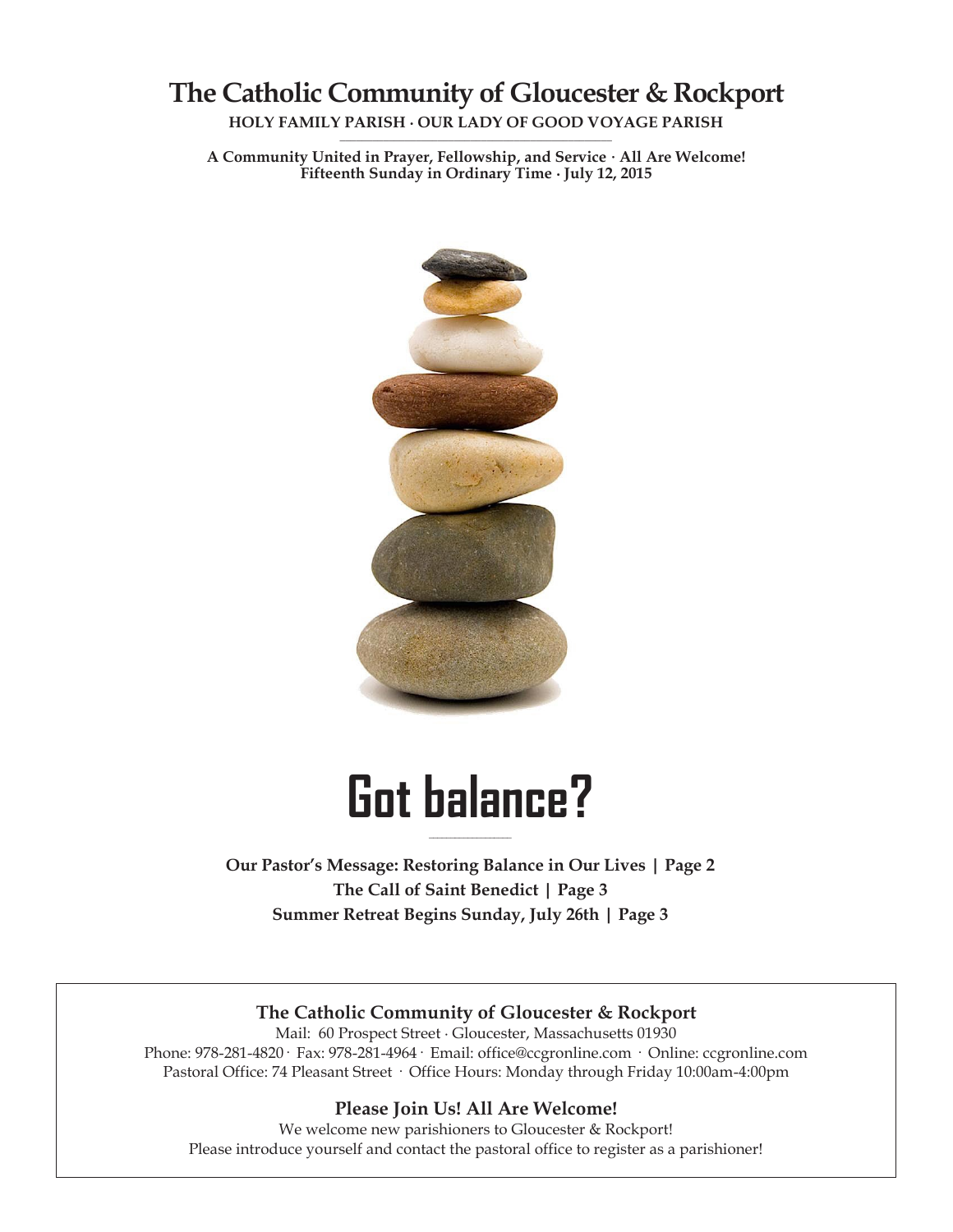# The Catholic Community of Gloucester & Rockport

**HOLY FAMILY PARISH · OUR LADY OF GOOD VOYAGE PARISH**

**A Community United in Prayer, Fellowship, and Service · All Are Welcome!**
**Fifteenth Sunday in Ordinary Time · July 12, 2015**

# Got balance?

**Our Pastor's Message: Restoring Balance in Our Lives | Page 2**
**The Call of Saint Benedict | Page 3**
**Summer Retreat Begins Sunday, July 26th | Page 3**

### The Catholic Community of Gloucester & Rockport

Mail: 60 Prospect Street · Gloucester, Massachusetts 01930
Phone: 978-281-4820 · Fax: 978-281-4964 · Email: office@ccgronline.com · Online: ccgronline.com
Pastoral Office: 74 Pleasant Street · Office Hours: Monday through Friday 10:00am-4:00pm

### Please Join Us! All Are Welcome!

We welcome new parishioners to Gloucester & Rockport!
Please introduce yourself and contact the pastoral office to register as a parishioner!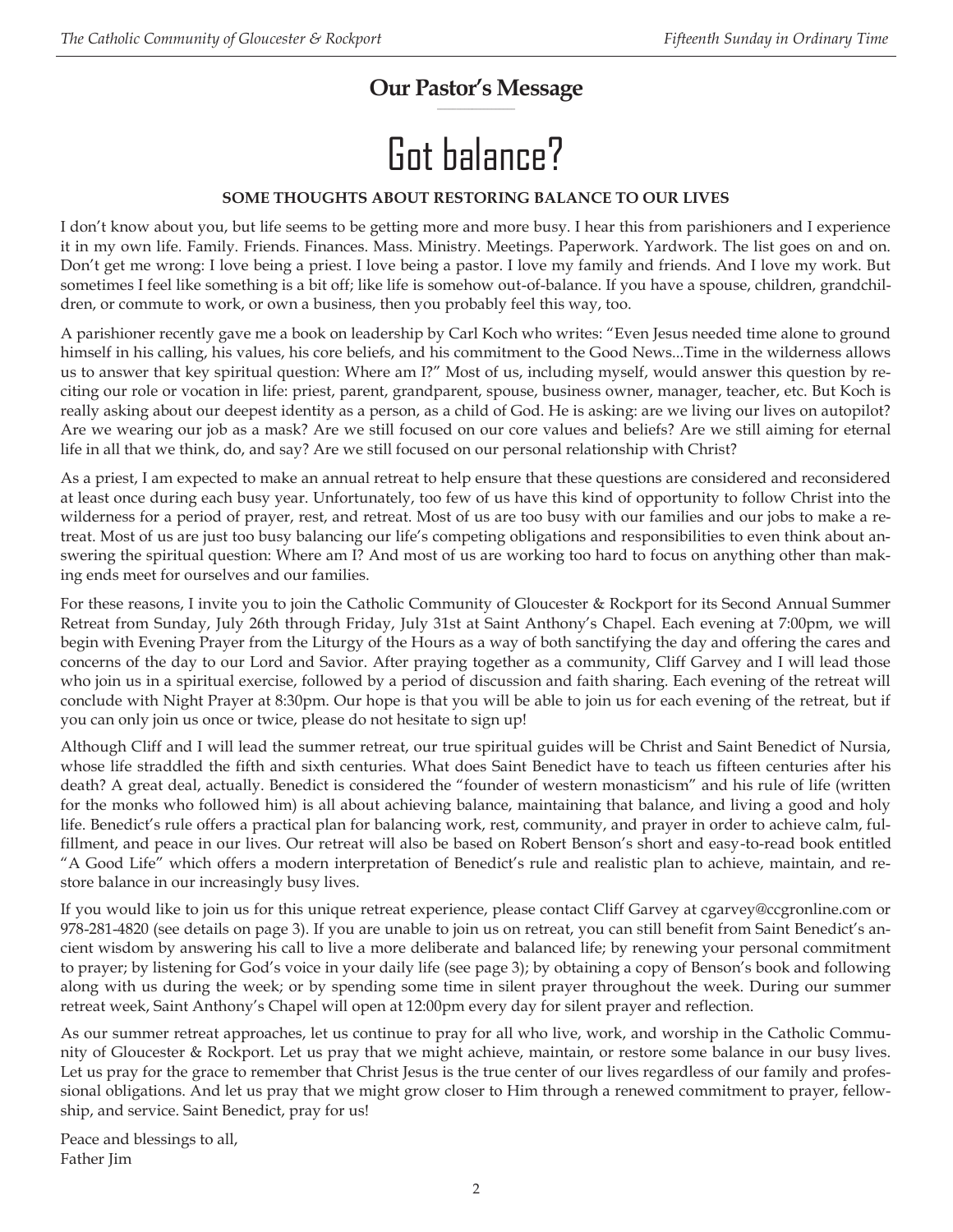## Our Pastor's Message

# Got balance?

**SOME THOUGHTS ABOUT RESTORING BALANCE TO OUR LIVES**

I don't know about you, but life seems to be getting more and more busy. I hear this from parishioners and I experience it in my own life. Family. Friends. Finances. Mass. Ministry. Meetings. Paperwork. Yardwork. The list goes on and on. Don't get me wrong: I love being a priest. I love being a pastor. I love my family and friends. And I love my work. But sometimes I feel like something is a bit off; like life is somehow out-of-balance. If you have a spouse, children, grandchildren, or commute to work, or own a business, then you probably feel this way, too.

A parishioner recently gave me a book on leadership by Carl Koch who writes: "Even Jesus needed time alone to ground himself in his calling, his values, his core beliefs, and his commitment to the Good News...Time in the wilderness allows us to answer that key spiritual question: Where am I?" Most of us, including myself, would answer this question by reciting our role or vocation in life: priest, parent, grandparent, spouse, business owner, manager, teacher, etc. But Koch is really asking about our deepest identity as a person, as a child of God. He is asking: are we living our lives on autopilot? Are we wearing our job as a mask? Are we still focused on our core values and beliefs? Are we still aiming for eternal life in all that we think, do, and say? Are we still focused on our personal relationship with Christ?

As a priest, I am expected to make an annual retreat to help ensure that these questions are considered and reconsidered at least once during each busy year. Unfortunately, too few of us have this kind of opportunity to follow Christ into the wilderness for a period of prayer, rest, and retreat. Most of us are too busy with our families and our jobs to make a retreat. Most of us are just too busy balancing our life's competing obligations and responsibilities to even think about answering the spiritual question: Where am I? And most of us are working too hard to focus on anything other than making ends meet for ourselves and our families.

For these reasons, I invite you to join the Catholic Community of Gloucester & Rockport for its Second Annual Summer Retreat from Sunday, July 26th through Friday, July 31st at Saint Anthony's Chapel. Each evening at 7:00pm, we will begin with Evening Prayer from the Liturgy of the Hours as a way of both sanctifying the day and offering the cares and concerns of the day to our Lord and Savior. After praying together as a community, Cliff Garvey and I will lead those who join us in a spiritual exercise, followed by a period of discussion and faith sharing. Each evening of the retreat will conclude with Night Prayer at 8:30pm. Our hope is that you will be able to join us for each evening of the retreat, but if you can only join us once or twice, please do not hesitate to sign up!

Although Cliff and I will lead the summer retreat, our true spiritual guides will be Christ and Saint Benedict of Nursia, whose life straddled the fifth and sixth centuries. What does Saint Benedict have to teach us fifteen centuries after his death? A great deal, actually. Benedict is considered the "founder of western monasticism" and his rule of life (written for the monks who followed him) is all about achieving balance, maintaining that balance, and living a good and holy life. Benedict's rule offers a practical plan for balancing work, rest, community, and prayer in order to achieve calm, fulfillment, and peace in our lives. Our retreat will also be based on Robert Benson's short and easy-to-read book entitled "A Good Life" which offers a modern interpretation of Benedict's rule and realistic plan to achieve, maintain, and restore balance in our increasingly busy lives.

If you would like to join us for this unique retreat experience, please contact Cliff Garvey at cgarvey@ccgronline.com or 978-281-4820 (see details on page 3). If you are unable to join us on retreat, you can still benefit from Saint Benedict's ancient wisdom by answering his call to live a more deliberate and balanced life; by renewing your personal commitment to prayer; by listening for God's voice in your daily life (see page 3); by obtaining a copy of Benson's book and following along with us during the week; or by spending some time in silent prayer throughout the week. During our summer retreat week, Saint Anthony's Chapel will open at 12:00pm every day for silent prayer and reflection.

As our summer retreat approaches, let us continue to pray for all who live, work, and worship in the Catholic Community of Gloucester & Rockport. Let us pray that we might achieve, maintain, or restore some balance in our busy lives. Let us pray for the grace to remember that Christ Jesus is the true center of our lives regardless of our family and professional obligations. And let us pray that we might grow closer to Him through a renewed commitment to prayer, fellowship, and service. Saint Benedict, pray for us!

Peace and blessings to all,
Father Jim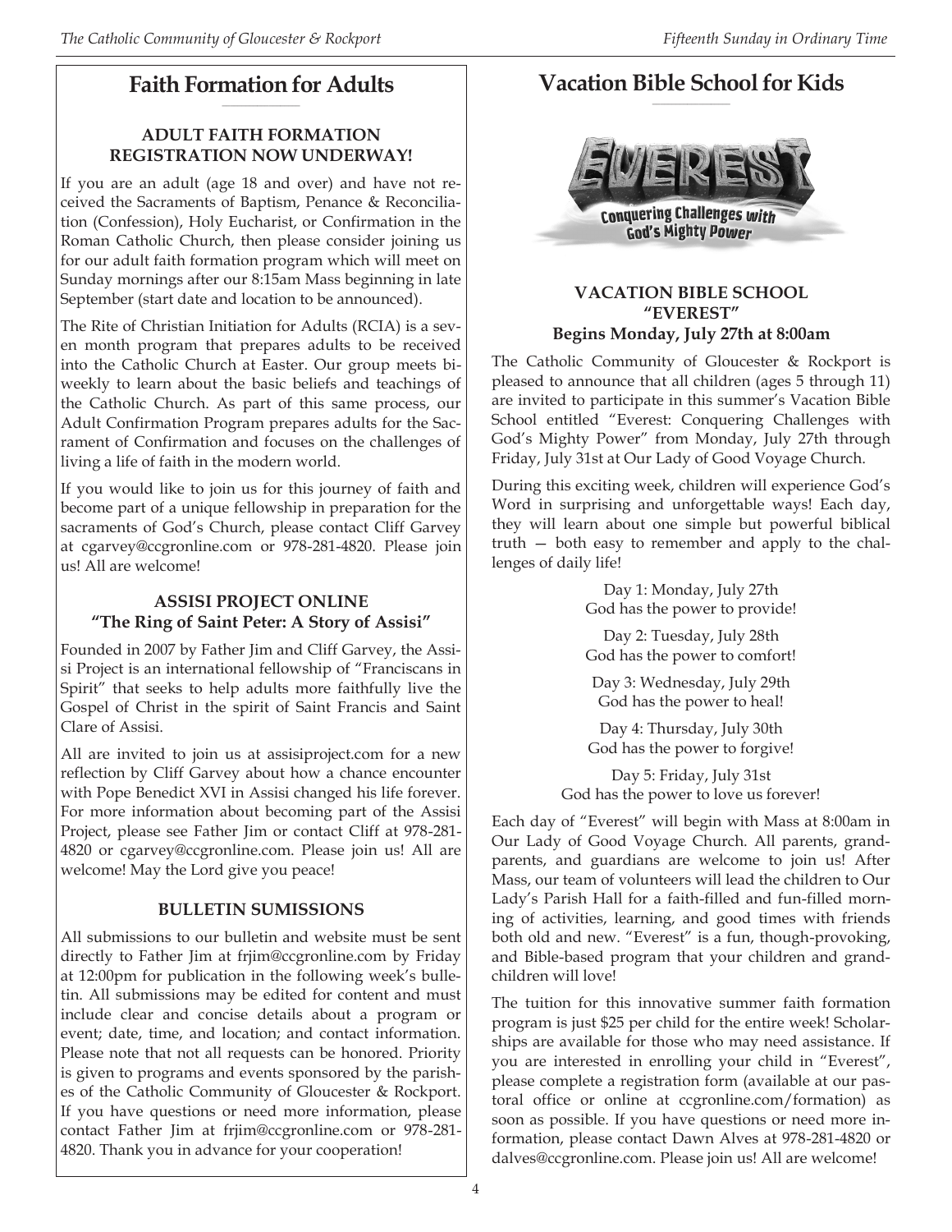## Faith Formation for Adults

### ADULT FAITH FORMATION REGISTRATION NOW UNDERWAY!

If you are an adult (age 18 and over) and have not received the Sacraments of Baptism, Penance & Reconciliation (Confession), Holy Eucharist, or Confirmation in the Roman Catholic Church, then please consider joining us for our adult faith formation program which will meet on Sunday mornings after our 8:15am Mass beginning in late September (start date and location to be announced).

The Rite of Christian Initiation for Adults (RCIA) is a seven month program that prepares adults to be received into the Catholic Church at Easter. Our group meets biweekly to learn about the basic beliefs and teachings of the Catholic Church. As part of this same process, our Adult Confirmation Program prepares adults for the Sacrament of Confirmation and focuses on the challenges of living a life of faith in the modern world.

If you would like to join us for this journey of faith and become part of a unique fellowship in preparation for the sacraments of God's Church, please contact Cliff Garvey at cgarvey@ccgronline.com or 978-281-4820. Please join us! All are welcome!

### ASSISI PROJECT ONLINE "The Ring of Saint Peter: A Story of Assisi"

Founded in 2007 by Father Jim and Cliff Garvey, the Assisi Project is an international fellowship of "Franciscans in Spirit" that seeks to help adults more faithfully live the Gospel of Christ in the spirit of Saint Francis and Saint Clare of Assisi.

All are invited to join us at assisiproject.com for a new reflection by Cliff Garvey about how a chance encounter with Pope Benedict XVI in Assisi changed his life forever. For more information about becoming part of the Assisi Project, please see Father Jim or contact Cliff at 978-281-4820 or cgarvey@ccgronline.com. Please join us! All are welcome! May the Lord give you peace!

### BULLETIN SUMISSIONS

All submissions to our bulletin and website must be sent directly to Father Jim at frjim@ccgronline.com by Friday at 12:00pm for publication in the following week's bulletin. All submissions may be edited for content and must include clear and concise details about a program or event; date, time, and location; and contact information. Please note that not all requests can be honored. Priority is given to programs and events sponsored by the parishes of the Catholic Community of Gloucester & Rockport. If you have questions or need more information, please contact Father Jim at frjim@ccgronline.com or 978-281-4820. Thank you in advance for your cooperation!

## Vacation Bible School for Kids

EVEREST
Conquering Challenges with God's Mighty Power

### VACATION BIBLE SCHOOL "EVEREST" Begins Monday, July 27th at 8:00am

The Catholic Community of Gloucester & Rockport is pleased to announce that all children (ages 5 through 11) are invited to participate in this summer's Vacation Bible School entitled "Everest: Conquering Challenges with God's Mighty Power" from Monday, July 27th through Friday, July 31st at Our Lady of Good Voyage Church.

During this exciting week, children will experience God's Word in surprising and unforgettable ways! Each day, they will learn about one simple but powerful biblical truth — both easy to remember and apply to the challenges of daily life!

Day 1: Monday, July 27th
God has the power to provide!

Day 2: Tuesday, July 28th
God has the power to comfort!

Day 3: Wednesday, July 29th
God has the power to heal!

Day 4: Thursday, July 30th
God has the power to forgive!

Day 5: Friday, July 31st
God has the power to love us forever!

Each day of "Everest" will begin with Mass at 8:00am in Our Lady of Good Voyage Church. All parents, grandparents, and guardians are welcome to join us! After Mass, our team of volunteers will lead the children to Our Lady's Parish Hall for a faith-filled and fun-filled morning of activities, learning, and good times with friends both old and new. "Everest" is a fun, though-provoking, and Bible-based program that your children and grandchildren will love!

The tuition for this innovative summer faith formation program is just $25 per child for the entire week! Scholarships are available for those who may need assistance. If you are interested in enrolling your child in "Everest", please complete a registration form (available at our pastoral office or online at ccgronline.com/formation) as soon as possible. If you have questions or need more information, please contact Dawn Alves at 978-281-4820 or dalves@ccgronline.com. Please join us! All are welcome!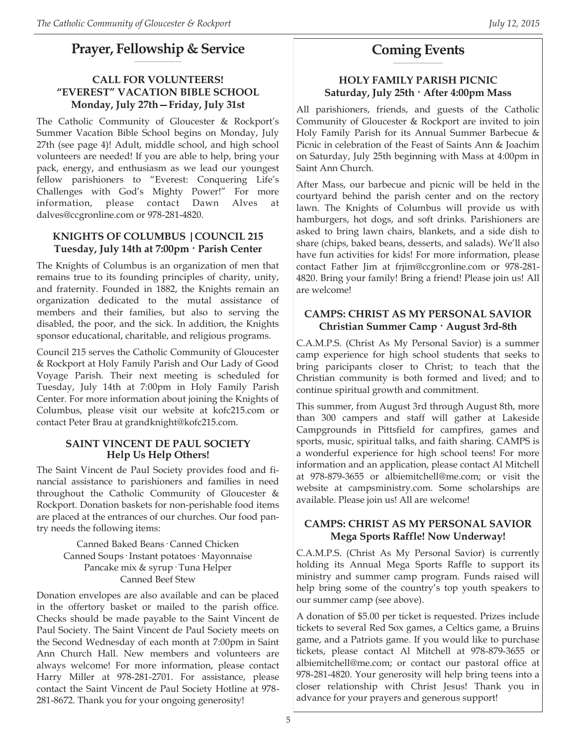## Prayer, Fellowship & Service

### CALL FOR VOLUNTEERS! "EVEREST" VACATION BIBLE SCHOOL
**Monday, July 27th—Friday, July 31st**

The Catholic Community of Gloucester & Rockport's Summer Vacation Bible School begins on Monday, July 27th (see page 4)! Adult, middle school, and high school volunteers are needed! If you are able to help, bring your pack, energy, and enthusiasm as we lead our youngest fellow parishioners to "Everest: Conquering Life's Challenges with God's Mighty Power!" For more information, please contact Dawn Alves at dalves@ccgronline.com or 978-281-4820.

### KNIGHTS OF COLUMBUS | COUNCIL 215
**Tuesday, July 14th at 7:00pm · Parish Center**

The Knights of Columbus is an organization of men that remains true to its founding principles of charity, unity, and fraternity. Founded in 1882, the Knights remain an organization dedicated to the mutal assistance of members and their families, but also to serving the disabled, the poor, and the sick. In addition, the Knights sponsor educational, charitable, and religious programs.

Council 215 serves the Catholic Community of Gloucester & Rockport at Holy Family Parish and Our Lady of Good Voyage Parish. Their next meeting is scheduled for Tuesday, July 14th at 7:00pm in Holy Family Parish Center. For more information about joining the Knights of Columbus, please visit our website at kofc215.com or contact Peter Brau at grandknight@kofc215.com.

### SAINT VINCENT DE PAUL SOCIETY
**Help Us Help Others!**

The Saint Vincent de Paul Society provides food and financial assistance to parishioners and families in need throughout the Catholic Community of Gloucester & Rockport. Donation baskets for non-perishable food items are placed at the entrances of our churches. Our food pantry needs the following items:

Canned Baked Beans · Canned Chicken
Canned Soups · Instant potatoes · Mayonnaise
Pancake mix & syrup · Tuna Helper
Canned Beef Stew

Donation envelopes are also available and can be placed in the offertory basket or mailed to the parish office. Checks should be made payable to the Saint Vincent de Paul Society. The Saint Vincent de Paul Society meets on the Second Wednesday of each month at 7:00pm in Saint Ann Church Hall. New members and volunteers are always welcome! For more information, please contact Harry Miller at 978-281-2701. For assistance, please contact the Saint Vincent de Paul Society Hotline at 978-281-8672. Thank you for your ongoing generosity!

## Coming Events

### HOLY FAMILY PARISH PICNIC
**Saturday, July 25th · After 4:00pm Mass**

All parishioners, friends, and guests of the Catholic Community of Gloucester & Rockport are invited to join Holy Family Parish for its Annual Summer Barbecue & Picnic in celebration of the Feast of Saints Ann & Joachim on Saturday, July 25th beginning with Mass at 4:00pm in Saint Ann Church.

After Mass, our barbecue and picnic will be held in the courtyard behind the parish center and on the rectory lawn. The Knights of Columbus will provide us with hamburgers, hot dogs, and soft drinks. Parishioners are asked to bring lawn chairs, blankets, and a side dish to share (chips, baked beans, desserts, and salads). We'll also have fun activities for kids! For more information, please contact Father Jim at frjim@ccgronline.com or 978-281-4820. Bring your family! Bring a friend! Please join us! All are welcome!

### CAMPS: CHRIST AS MY PERSONAL SAVIOR
**Christian Summer Camp · August 3rd-8th**

C.A.M.P.S. (Christ As My Personal Savior) is a summer camp experience for high school students that seeks to bring paricipants closer to Christ; to teach that the Christian community is both formed and lived; and to continue spiritual growth and commitment.

This summer, from August 3rd through August 8th, more than 300 campers and staff will gather at Lakeside Campgrounds in Pittsfield for campfires, games and sports, music, spiritual talks, and faith sharing. CAMPS is a wonderful experience for high school teens! For more information and an application, please contact Al Mitchell at 978-879-3655 or albiemitchell@me.com; or visit the website at campsministry.com. Some scholarships are available. Please join us! All are welcome!

### CAMPS: CHRIST AS MY PERSONAL SAVIOR
**Mega Sports Raffle! Now Underway!**

C.A.M.P.S. (Christ As My Personal Savior) is currently holding its Annual Mega Sports Raffle to support its ministry and summer camp program. Funds raised will help bring some of the country's top youth speakers to our summer camp (see above).

A donation of $5.00 per ticket is requested. Prizes include tickets to several Red Sox games, a Celtics game, a Bruins game, and a Patriots game. If you would like to purchase tickets, please contact Al Mitchell at 978-879-3655 or albiemitchell@me.com; or contact our pastoral office at 978-281-4820. Your generosity will help bring teens into a closer relationship with Christ Jesus! Thank you in advance for your prayers and generous support!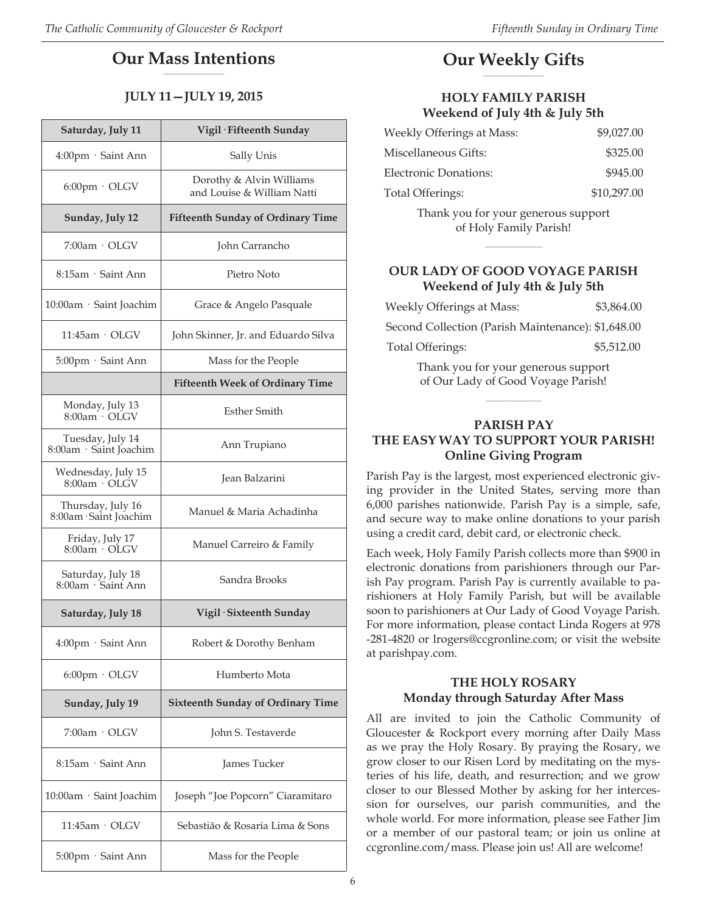## Our Mass Intentions

### JULY 11—JULY 19, 2015

| Saturday, July 11 | Vigil · Fifteenth Sunday |
|---|---|
| 4:00pm · Saint Ann | Sally Unis |
| 6:00pm · OLGV | Dorothy & Alvin Williams and Louise & William Natti |
| **Sunday, July 12** | **Fifteenth Sunday of Ordinary Time** |
| 7:00am · OLGV | John Carrancho |
| 8:15am · Saint Ann | Pietro Noto |
| 10:00am · Saint Joachim | Grace & Angelo Pasquale |
| 11:45am · OLGV | John Skinner, Jr. and Eduardo Silva |
| 5:00pm · Saint Ann | Mass for the People |
| | **Fifteenth Week of Ordinary Time** |
| Monday, July 13 8:00am · OLGV | Esther Smith |
| Tuesday, July 14 8:00am · Saint Joachim | Ann Trupiano |
| Wednesday, July 15 8:00am · OLGV | Jean Balzarini |
| Thursday, July 16 8:00am · Saint Joachim | Manuel & Maria Achadinha |
| Friday, July 17 8:00am · OLGV | Manuel Carreiro & Family |
| Saturday, July 18 8:00am · Saint Ann | Sandra Brooks |
| **Saturday, July 18** | **Vigil · Sixteenth Sunday** |
| 4:00pm · Saint Ann | Robert & Dorothy Benham |
| 6:00pm · OLGV | Humberto Mota |
| **Sunday, July 19** | **Sixteenth Sunday of Ordinary Time** |
| 7:00am · OLGV | John S. Testaverde |
| 8:15am · Saint Ann | James Tucker |
| 10:00am · Saint Joachim | Joseph "Joe Popcorn" Ciaramitaro |
| 11:45am · OLGV | Sebastião & Rosaria Lima & Sons |
| 5:00pm · Saint Ann | Mass for the People |

## Our Weekly Gifts

### HOLY FAMILY PARISH
**Weekend of July 4th & July 5th**

| | |
|---|---|
| Weekly Offerings at Mass: | $9,027.00 |
| Miscellaneous Gifts: | $325.00 |
| Electronic Donations: | $945.00 |
| Total Offerings: | $10,297.00 |

Thank you for your generous support of Holy Family Parish!

### OUR LADY OF GOOD VOYAGE PARISH
**Weekend of July 4th & July 5th**

| | |
|---|---|
| Weekly Offerings at Mass: | $3,864.00 |
| Second Collection (Parish Maintenance): | $1,648.00 |
| Total Offerings: | $5,512.00 |

Thank you for your generous support of Our Lady of Good Voyage Parish!

### PARISH PAY
### THE EASY WAY TO SUPPORT YOUR PARISH!
**Online Giving Program**

Parish Pay is the largest, most experienced electronic giving provider in the United States, serving more than 6,000 parishes nationwide. Parish Pay is a simple, safe, and secure way to make online donations to your parish using a credit card, debit card, or electronic check.

Each week, Holy Family Parish collects more than $900 in electronic donations from parishioners through our Parish Pay program. Parish Pay is currently available to parishioners at Holy Family Parish, but will be available soon to parishioners at Our Lady of Good Voyage Parish. For more information, please contact Linda Rogers at 978-281-4820 or lrogers@ccgronline.com; or visit the website at parishpay.com.

### THE HOLY ROSARY
**Monday through Saturday After Mass**

All are invited to join the Catholic Community of Gloucester & Rockport every morning after Daily Mass as we pray the Holy Rosary. By praying the Rosary, we grow closer to our Risen Lord by meditating on the mysteries of his life, death, and resurrection; and we grow closer to our Blessed Mother by asking for her intercession for ourselves, our parish communities, and the whole world. For more information, please see Father Jim or a member of our pastoral team; or join us online at ccgronline.com/mass. Please join us! All are welcome!